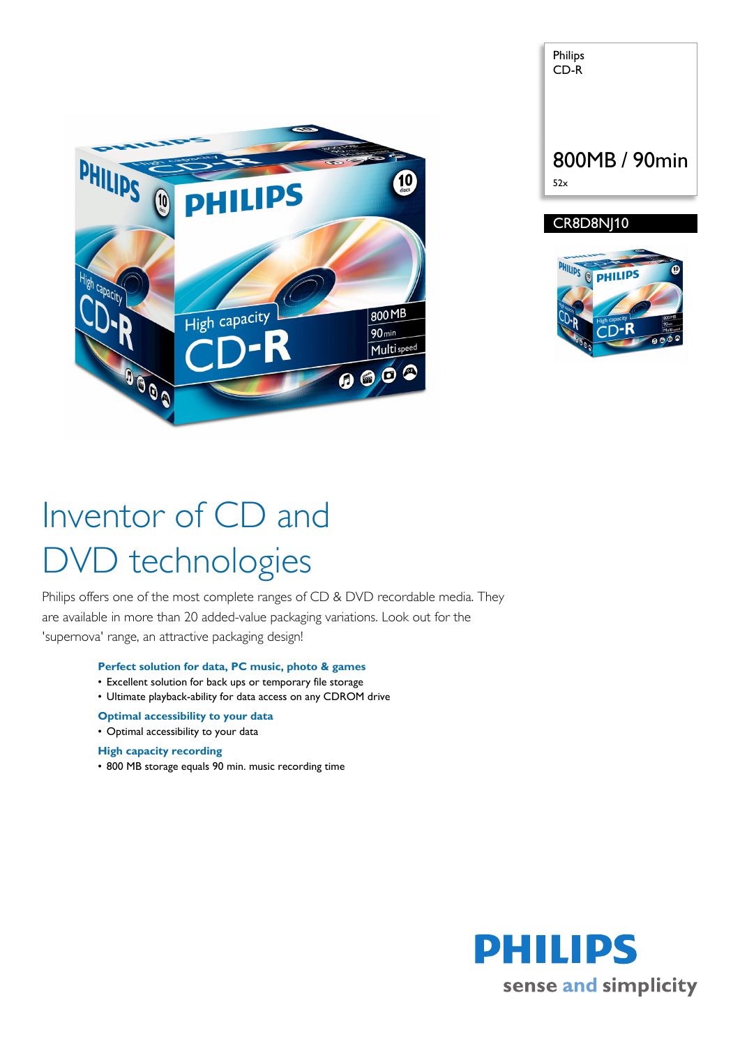Philips
CD-R

800MB / 90min

52x

CR8D8NJ10

# Inventor of CD and DVD technologies

Philips offers one of the most complete ranges of CD & DVD recordable media. They are available in more than 20 added-value packaging variations. Look out for the 'supernova' range, an attractive packaging design!

**Perfect solution for data, PC music, photo & games**
- Excellent solution for back ups or temporary file storage
- Ultimate playback-ability for data access on any CDROM drive

**Optimal accessibility to your data**
- Optimal accessibility to your data

**High capacity recording**
- 800 MB storage equals 90 min. music recording time

PHILIPS
sense and simplicity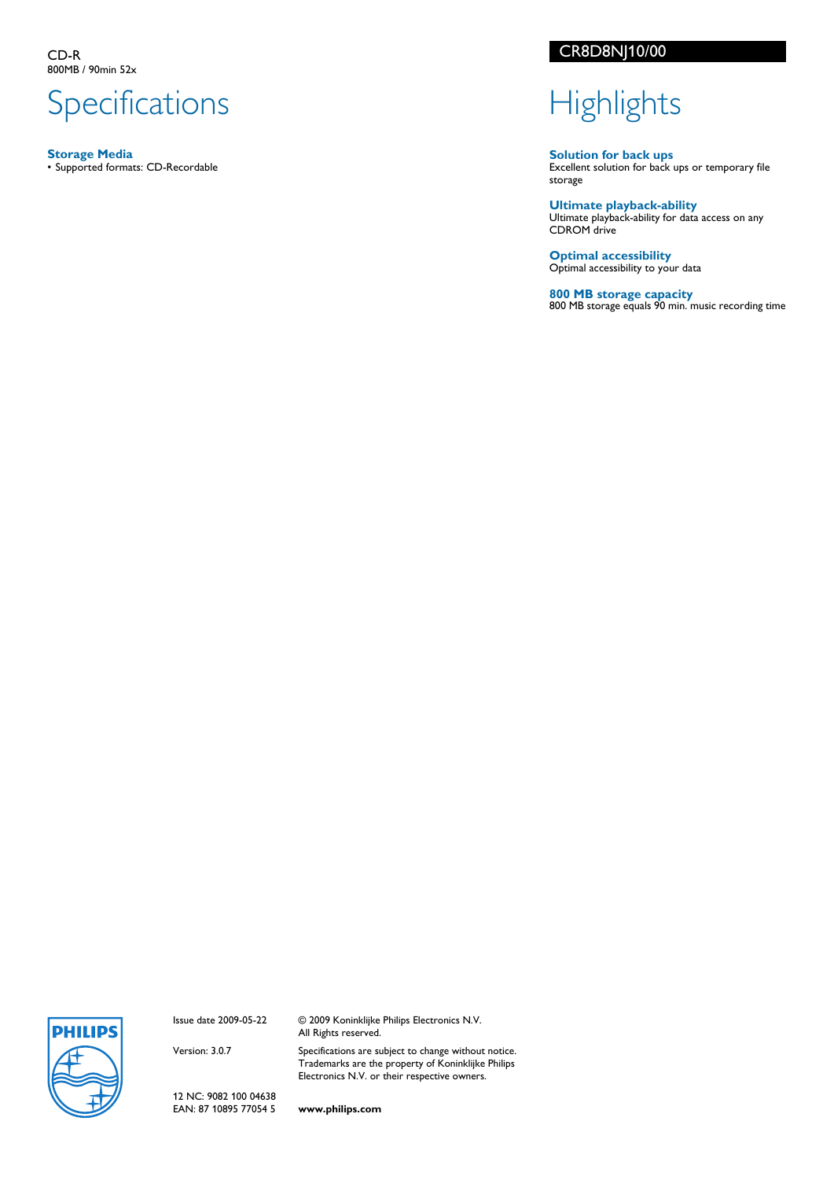CD-R
800MB / 90min 52x

# Specifications

### Storage Media

- Supported formats: CD-Recordable

CR8D8NJ10/00

# Highlights

### Solution for back ups

Excellent solution for back ups or temporary file storage

### Ultimate playback-ability

Ultimate playback-ability for data access on any CDROM drive

### Optimal accessibility

Optimal accessibility to your data

### 800 MB storage capacity

800 MB storage equals 90 min. music recording time

PHILIPS

Issue date 2009-05-22

Version: 3.0.7

12 NC: 9082 100 04638
EAN: 87 10895 77054 5

© 2009 Koninklijke Philips Electronics N.V.
All Rights reserved.

Specifications are subject to change without notice. Trademarks are the property of Koninklijke Philips Electronics N.V. or their respective owners.

**www.philips.com**